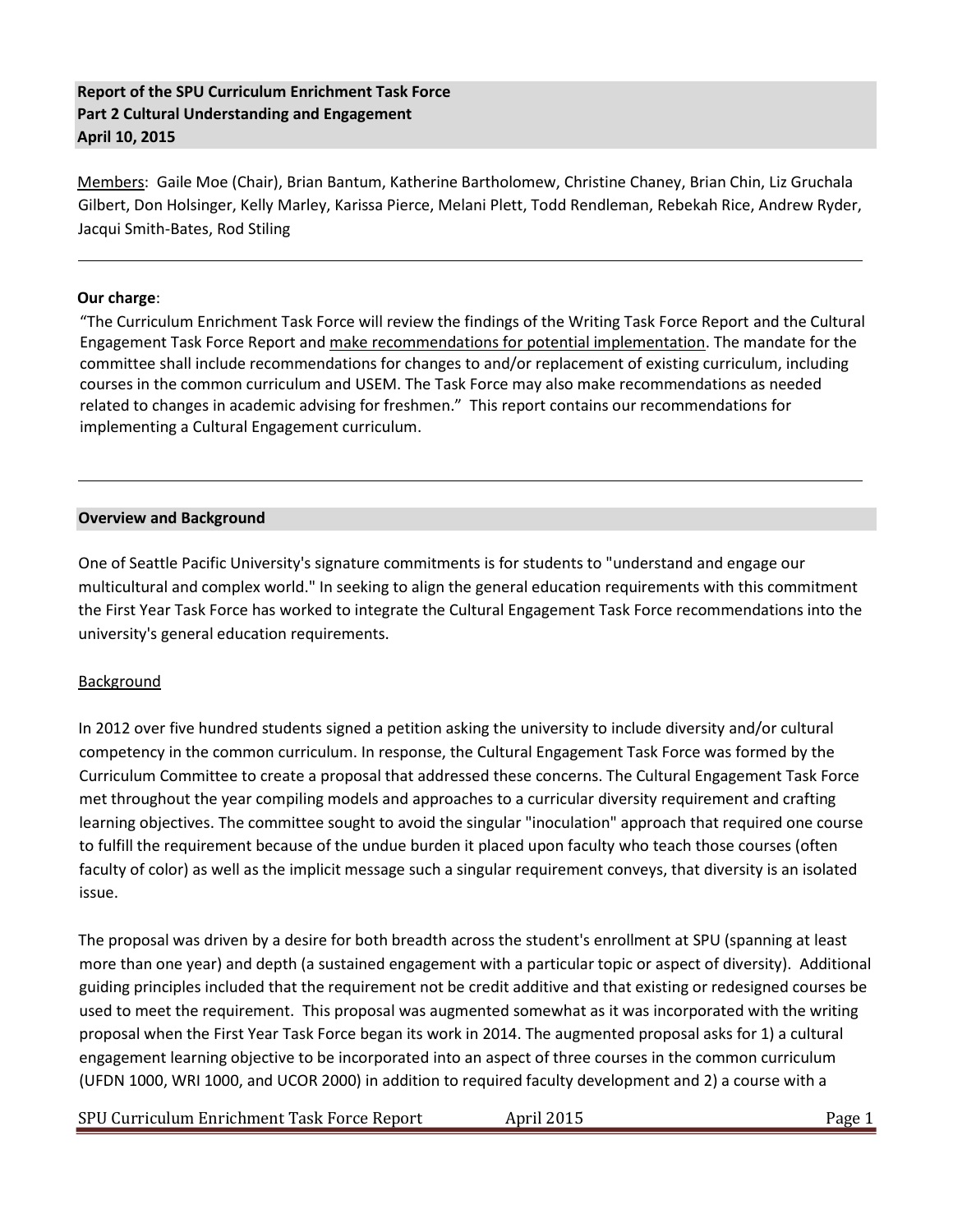**Report of the SPU Curriculum Enrichment Task Force**
**Part 2 Cultural Understanding and Engagement**
**April 10, 2015**

Members: Gaile Moe (Chair), Brian Bantum, Katherine Bartholomew, Christine Chaney, Brian Chin, Liz Gruchala Gilbert, Don Holsinger, Kelly Marley, Karissa Pierce, Melani Plett, Todd Rendleman, Rebekah Rice, Andrew Ryder, Jacqui Smith-Bates, Rod Stiling

---

**Our charge**:

"The Curriculum Enrichment Task Force will review the findings of the Writing Task Force Report and the Cultural Engagement Task Force Report and make recommendations for potential implementation. The mandate for the committee shall include recommendations for changes to and/or replacement of existing curriculum, including courses in the common curriculum and USEM. The Task Force may also make recommendations as needed related to changes in academic advising for freshmen." This report contains our recommendations for implementing a Cultural Engagement curriculum.

---

## Overview and Background

One of Seattle Pacific University's signature commitments is for students to "understand and engage our multicultural and complex world." In seeking to align the general education requirements with this commitment the First Year Task Force has worked to integrate the Cultural Engagement Task Force recommendations into the university's general education requirements.

### Background

In 2012 over five hundred students signed a petition asking the university to include diversity and/or cultural competency in the common curriculum. In response, the Cultural Engagement Task Force was formed by the Curriculum Committee to create a proposal that addressed these concerns. The Cultural Engagement Task Force met throughout the year compiling models and approaches to a curricular diversity requirement and crafting learning objectives. The committee sought to avoid the singular "inoculation" approach that required one course to fulfill the requirement because of the undue burden it placed upon faculty who teach those courses (often faculty of color) as well as the implicit message such a singular requirement conveys, that diversity is an isolated issue.

The proposal was driven by a desire for both breadth across the student's enrollment at SPU (spanning at least more than one year) and depth (a sustained engagement with a particular topic or aspect of diversity). Additional guiding principles included that the requirement not be credit additive and that existing or redesigned courses be used to meet the requirement. This proposal was augmented somewhat as it was incorporated with the writing proposal when the First Year Task Force began its work in 2014. The augmented proposal asks for 1) a cultural engagement learning objective to be incorporated into an aspect of three courses in the common curriculum (UFDN 1000, WRI 1000, and UCOR 2000) in addition to required faculty development and 2) a course with a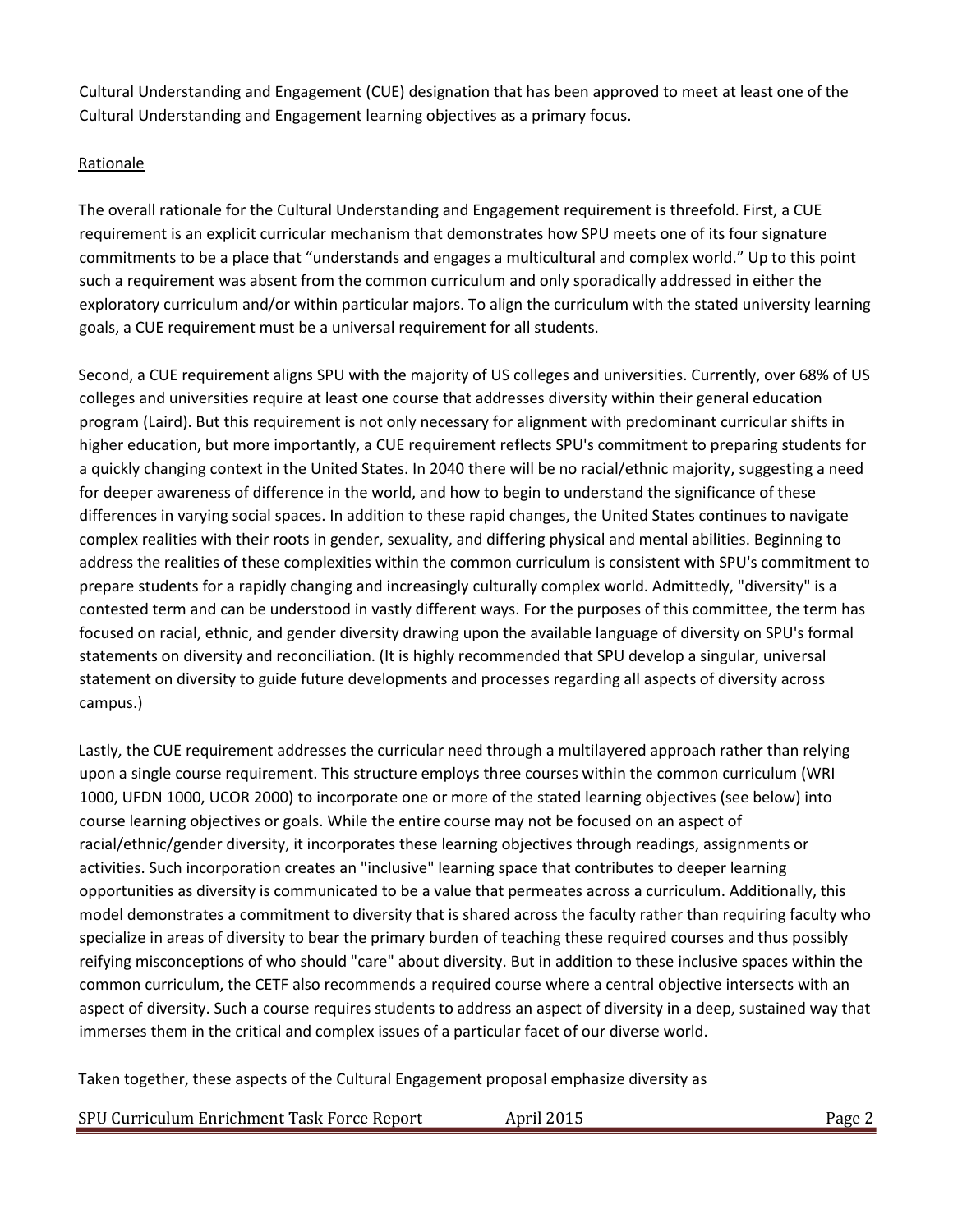Cultural Understanding and Engagement (CUE) designation that has been approved to meet at least one of the Cultural Understanding and Engagement learning objectives as a primary focus.

Rationale

The overall rationale for the Cultural Understanding and Engagement requirement is threefold. First, a CUE requirement is an explicit curricular mechanism that demonstrates how SPU meets one of its four signature commitments to be a place that "understands and engages a multicultural and complex world." Up to this point such a requirement was absent from the common curriculum and only sporadically addressed in either the exploratory curriculum and/or within particular majors. To align the curriculum with the stated university learning goals, a CUE requirement must be a universal requirement for all students.

Second, a CUE requirement aligns SPU with the majority of US colleges and universities. Currently, over 68% of US colleges and universities require at least one course that addresses diversity within their general education program (Laird). But this requirement is not only necessary for alignment with predominant curricular shifts in higher education, but more importantly, a CUE requirement reflects SPU's commitment to preparing students for a quickly changing context in the United States. In 2040 there will be no racial/ethnic majority, suggesting a need for deeper awareness of difference in the world, and how to begin to understand the significance of these differences in varying social spaces. In addition to these rapid changes, the United States continues to navigate complex realities with their roots in gender, sexuality, and differing physical and mental abilities. Beginning to address the realities of these complexities within the common curriculum is consistent with SPU's commitment to prepare students for a rapidly changing and increasingly culturally complex world. Admittedly, "diversity" is a contested term and can be understood in vastly different ways. For the purposes of this committee, the term has focused on racial, ethnic, and gender diversity drawing upon the available language of diversity on SPU's formal statements on diversity and reconciliation. (It is highly recommended that SPU develop a singular, universal statement on diversity to guide future developments and processes regarding all aspects of diversity across campus.)

Lastly, the CUE requirement addresses the curricular need through a multilayered approach rather than relying upon a single course requirement. This structure employs three courses within the common curriculum (WRI 1000, UFDN 1000, UCOR 2000) to incorporate one or more of the stated learning objectives (see below) into course learning objectives or goals. While the entire course may not be focused on an aspect of racial/ethnic/gender diversity, it incorporates these learning objectives through readings, assignments or activities. Such incorporation creates an "inclusive" learning space that contributes to deeper learning opportunities as diversity is communicated to be a value that permeates across a curriculum. Additionally, this model demonstrates a commitment to diversity that is shared across the faculty rather than requiring faculty who specialize in areas of diversity to bear the primary burden of teaching these required courses and thus possibly reifying misconceptions of who should "care" about diversity. But in addition to these inclusive spaces within the common curriculum, the CETF also recommends a required course where a central objective intersects with an aspect of diversity. Such a course requires students to address an aspect of diversity in a deep, sustained way that immerses them in the critical and complex issues of a particular facet of our diverse world.

Taken together, these aspects of the Cultural Engagement proposal emphasize diversity as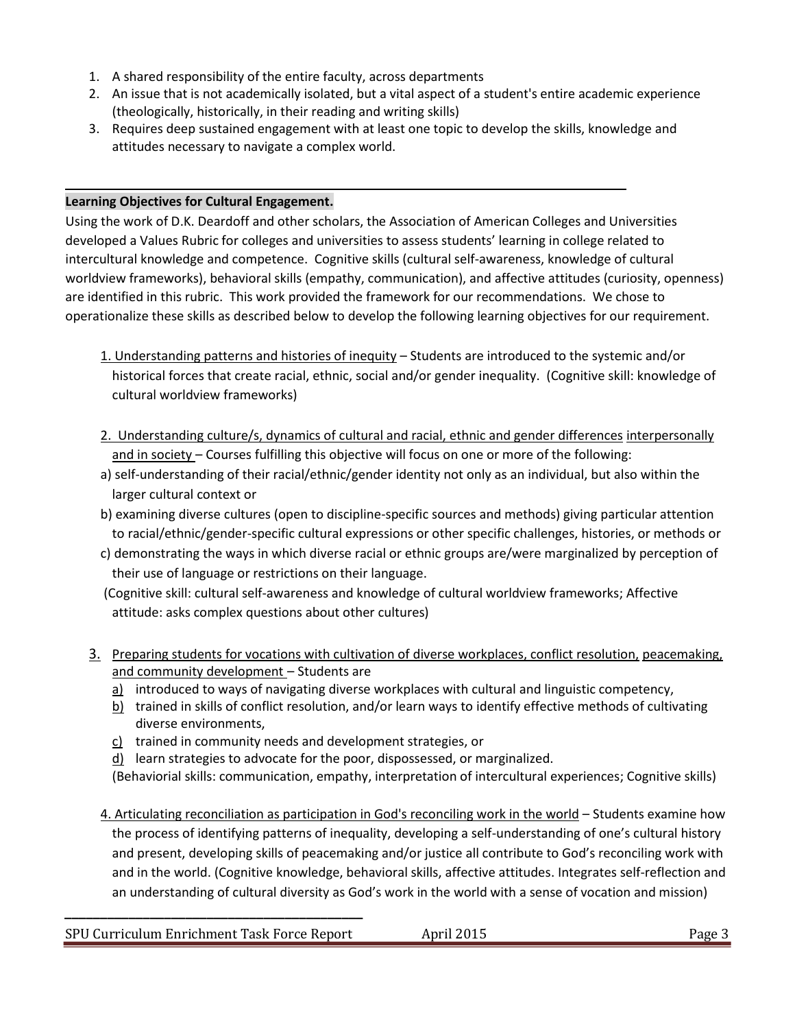1. A shared responsibility of the entire faculty, across departments
2. An issue that is not academically isolated, but a vital aspect of a student's entire academic experience (theologically, historically, in their reading and writing skills)
3. Requires deep sustained engagement with at least one topic to develop the skills, knowledge and attitudes necessary to navigate a complex world.

---

**Learning Objectives for Cultural Engagement.**

Using the work of D.K. Deardoff and other scholars, the Association of American Colleges and Universities developed a Values Rubric for colleges and universities to assess students' learning in college related to intercultural knowledge and competence. Cognitive skills (cultural self-awareness, knowledge of cultural worldview frameworks), behavioral skills (empathy, communication), and affective attitudes (curiosity, openness) are identified in this rubric. This work provided the framework for our recommendations. We chose to operationalize these skills as described below to develop the following learning objectives for our requirement.

1. Understanding patterns and histories of inequity – Students are introduced to the systemic and/or historical forces that create racial, ethnic, social and/or gender inequality. (Cognitive skill: knowledge of cultural worldview frameworks)

2. Understanding culture/s, dynamics of cultural and racial, ethnic and gender differences interpersonally and in society – Courses fulfilling this objective will focus on one or more of the following:
   a) self-understanding of their racial/ethnic/gender identity not only as an individual, but also within the larger cultural context or
   b) examining diverse cultures (open to discipline-specific sources and methods) giving particular attention to racial/ethnic/gender-specific cultural expressions or other specific challenges, histories, or methods or
   c) demonstrating the ways in which diverse racial or ethnic groups are/were marginalized by perception of their use of language or restrictions on their language.

   (Cognitive skill: cultural self-awareness and knowledge of cultural worldview frameworks; Affective attitude: asks complex questions about other cultures)

3. Preparing students for vocations with cultivation of diverse workplaces, conflict resolution, peacemaking, and community development – Students are
   a) introduced to ways of navigating diverse workplaces with cultural and linguistic competency,
   b) trained in skills of conflict resolution, and/or learn ways to identify effective methods of cultivating diverse environments,
   c) trained in community needs and development strategies, or
   d) learn strategies to advocate for the poor, dispossessed, or marginalized.

   (Behaviorial skills: communication, empathy, interpretation of intercultural experiences; Cognitive skills)

4. Articulating reconciliation as participation in God's reconciling work in the world – Students examine how the process of identifying patterns of inequality, developing a self-understanding of one's cultural history and present, developing skills of peacemaking and/or justice all contribute to God's reconciling work with and in the world. (Cognitive knowledge, behavioral skills, affective attitudes. Integrates self-reflection and an understanding of cultural diversity as God's work in the world with a sense of vocation and mission)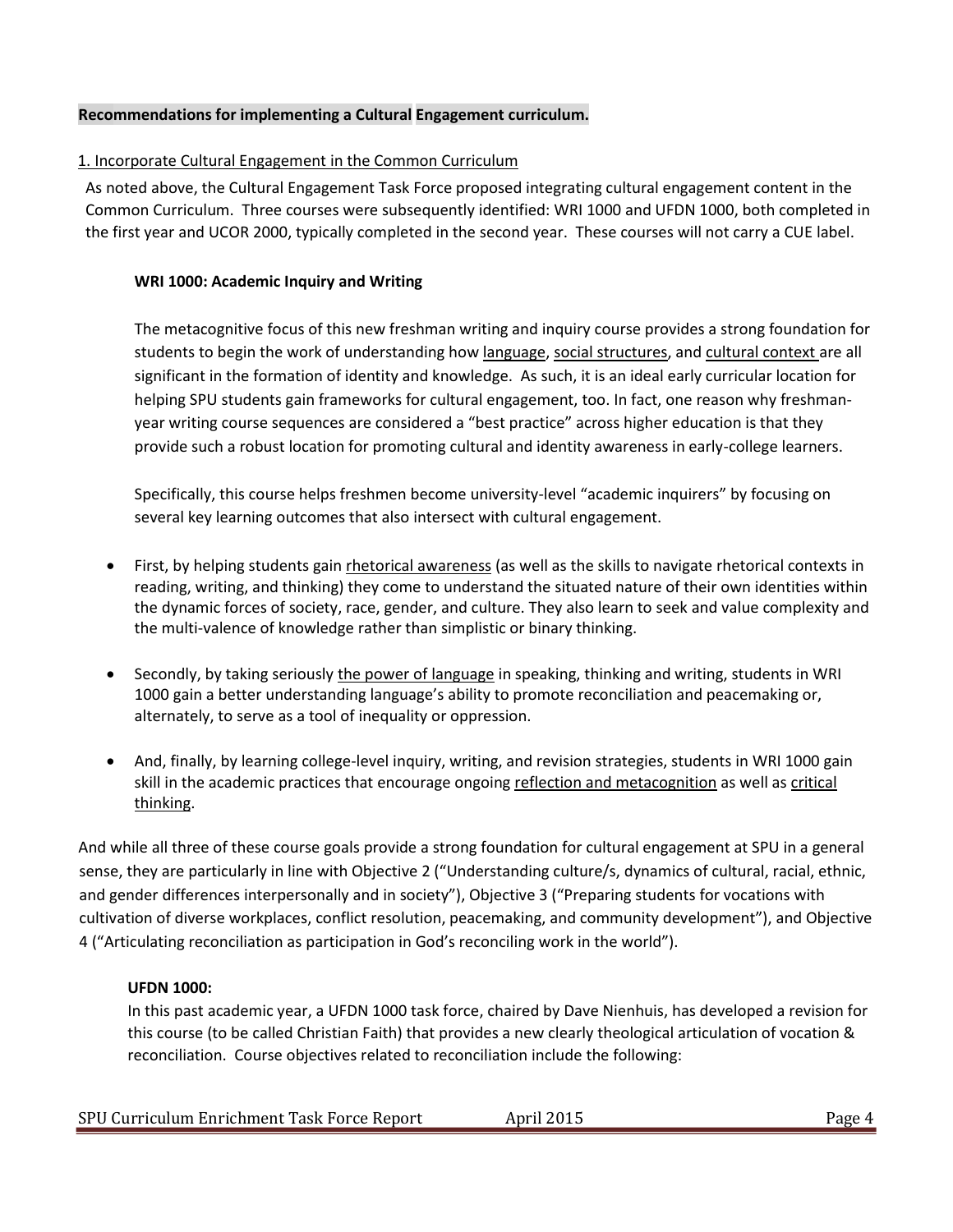**Recommendations for implementing a Cultural Engagement curriculum.**

1. Incorporate Cultural Engagement in the Common Curriculum

As noted above, the Cultural Engagement Task Force proposed integrating cultural engagement content in the Common Curriculum. Three courses were subsequently identified: WRI 1000 and UFDN 1000, both completed in the first year and UCOR 2000, typically completed in the second year. These courses will not carry a CUE label.

**WRI 1000: Academic Inquiry and Writing**

The metacognitive focus of this new freshman writing and inquiry course provides a strong foundation for students to begin the work of understanding how language, social structures, and cultural context are all significant in the formation of identity and knowledge. As such, it is an ideal early curricular location for helping SPU students gain frameworks for cultural engagement, too. In fact, one reason why freshman-year writing course sequences are considered a "best practice" across higher education is that they provide such a robust location for promoting cultural and identity awareness in early-college learners.

Specifically, this course helps freshmen become university-level "academic inquirers" by focusing on several key learning outcomes that also intersect with cultural engagement.

- First, by helping students gain rhetorical awareness (as well as the skills to navigate rhetorical contexts in reading, writing, and thinking) they come to understand the situated nature of their own identities within the dynamic forces of society, race, gender, and culture. They also learn to seek and value complexity and the multi-valence of knowledge rather than simplistic or binary thinking.
- Secondly, by taking seriously the power of language in speaking, thinking and writing, students in WRI 1000 gain a better understanding language's ability to promote reconciliation and peacemaking or, alternately, to serve as a tool of inequality or oppression.
- And, finally, by learning college-level inquiry, writing, and revision strategies, students in WRI 1000 gain skill in the academic practices that encourage ongoing reflection and metacognition as well as critical thinking.

And while all three of these course goals provide a strong foundation for cultural engagement at SPU in a general sense, they are particularly in line with Objective 2 ("Understanding culture/s, dynamics of cultural, racial, ethnic, and gender differences interpersonally and in society"), Objective 3 ("Preparing students for vocations with cultivation of diverse workplaces, conflict resolution, peacemaking, and community development"), and Objective 4 ("Articulating reconciliation as participation in God's reconciling work in the world").

**UFDN 1000:**

In this past academic year, a UFDN 1000 task force, chaired by Dave Nienhuis, has developed a revision for this course (to be called Christian Faith) that provides a new clearly theological articulation of vocation & reconciliation. Course objectives related to reconciliation include the following: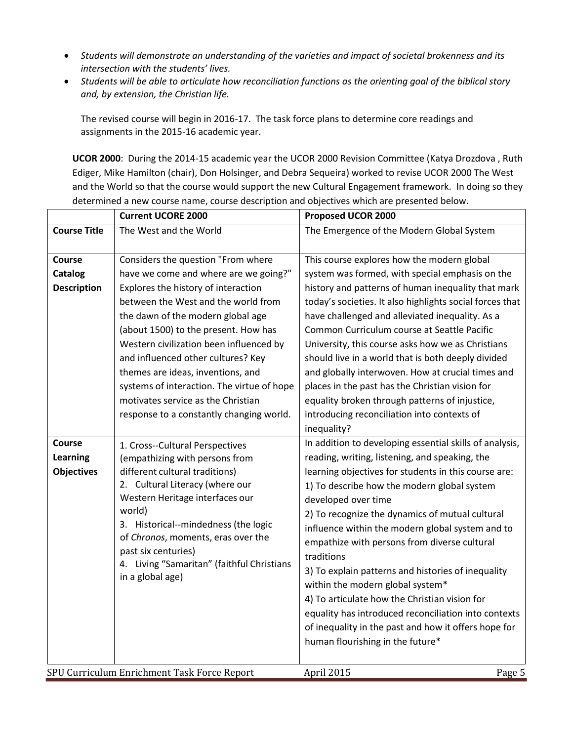- *Students will demonstrate an understanding of the varieties and impact of societal brokenness and its intersection with the students' lives.*
- *Students will be able to articulate how reconciliation functions as the orienting goal of the biblical story and, by extension, the Christian life.*

The revised course will begin in 2016-17. The task force plans to determine core readings and assignments in the 2015-16 academic year.

**UCOR 2000**: During the 2014-15 academic year the UCOR 2000 Revision Committee (Katya Drozdova , Ruth Ediger, Mike Hamilton (chair), Don Holsinger, and Debra Sequeira) worked to revise UCOR 2000 The West and the World so that the course would support the new Cultural Engagement framework. In doing so they determined a new course name, course description and objectives which are presented below.

| | **Current UCORE 2000** | **Proposed UCOR 2000** |
|---|---|---|
| **Course Title** | The West and the World | The Emergence of the Modern Global System |
| **Course Catalog Description** | Considers the question "From where have we come and where are we going?" Explores the history of interaction between the West and the world from the dawn of the modern global age (about 1500) to the present. How has Western civilization been influenced by and influenced other cultures? Key themes are ideas, inventions, and systems of interaction. The virtue of hope motivates service as the Christian response to a constantly changing world. | This course explores how the modern global system was formed, with special emphasis on the history and patterns of human inequality that mark today's societies. It also highlights social forces that have challenged and alleviated inequality. As a Common Curriculum course at Seattle Pacific University, this course asks how we as Christians should live in a world that is both deeply divided and globally interwoven. How at crucial times and places in the past has the Christian vision for equality broken through patterns of injustice, introducing reconciliation into contexts of inequality? |
| **Course Learning Objectives** | 1. Cross--Cultural Perspectives (empathizing with persons from different cultural traditions)<br>2. Cultural Literacy (where our Western Heritage interfaces our world)<br>3. Historical--mindedness (the logic of *Chronos*, moments, eras over the past six centuries)<br>4. Living "Samaritan" (faithful Christians in a global age) | In addition to developing essential skills of analysis, reading, writing, listening, and speaking, the learning objectives for students in this course are:<br>1) To describe how the modern global system developed over time<br>2) To recognize the dynamics of mutual cultural influence within the modern global system and to empathize with persons from diverse cultural traditions<br>3) To explain patterns and histories of inequality within the modern global system*<br>4) To articulate how the Christian vision for equality has introduced reconciliation into contexts of inequality in the past and how it offers hope for human flourishing in the future* |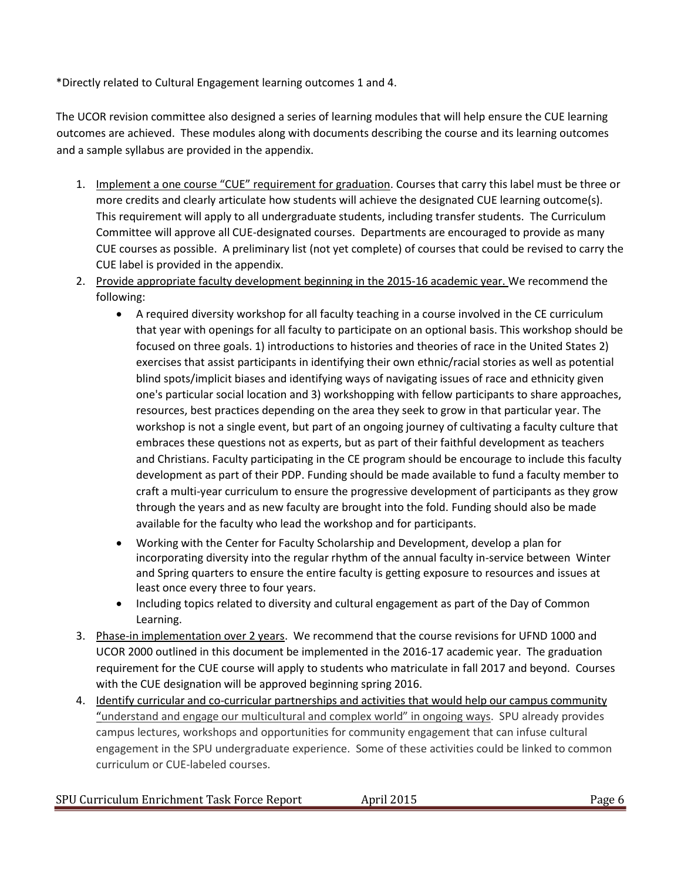*Directly related to Cultural Engagement learning outcomes 1 and 4.

The UCOR revision committee also designed a series of learning modules that will help ensure the CUE learning outcomes are achieved. These modules along with documents describing the course and its learning outcomes and a sample syllabus are provided in the appendix.

1. <u>Implement a one course "CUE" requirement for graduation</u>. Courses that carry this label must be three or more credits and clearly articulate how students will achieve the designated CUE learning outcome(s). This requirement will apply to all undergraduate students, including transfer students. The Curriculum Committee will approve all CUE-designated courses. Departments are encouraged to provide as many CUE courses as possible. A preliminary list (not yet complete) of courses that could be revised to carry the CUE label is provided in the appendix.
2. <u>Provide appropriate faculty development beginning in the 2015-16 academic year.</u> We recommend the following:
   - A required diversity workshop for all faculty teaching in a course involved in the CE curriculum that year with openings for all faculty to participate on an optional basis. This workshop should be focused on three goals. 1) introductions to histories and theories of race in the United States 2) exercises that assist participants in identifying their own ethnic/racial stories as well as potential blind spots/implicit biases and identifying ways of navigating issues of race and ethnicity given one's particular social location and 3) workshopping with fellow participants to share approaches, resources, best practices depending on the area they seek to grow in that particular year. The workshop is not a single event, but part of an ongoing journey of cultivating a faculty culture that embraces these questions not as experts, but as part of their faithful development as teachers and Christians. Faculty participating in the CE program should be encourage to include this faculty development as part of their PDP. Funding should be made available to fund a faculty member to craft a multi-year curriculum to ensure the progressive development of participants as they grow through the years and as new faculty are brought into the fold. Funding should also be made available for the faculty who lead the workshop and for participants.
   - Working with the Center for Faculty Scholarship and Development, develop a plan for incorporating diversity into the regular rhythm of the annual faculty in-service between Winter and Spring quarters to ensure the entire faculty is getting exposure to resources and issues at least once every three to four years.
   - Including topics related to diversity and cultural engagement as part of the Day of Common Learning.
3. <u>Phase-in implementation over 2 years</u>. We recommend that the course revisions for UFND 1000 and UCOR 2000 outlined in this document be implemented in the 2016-17 academic year. The graduation requirement for the CUE course will apply to students who matriculate in fall 2017 and beyond. Courses with the CUE designation will be approved beginning spring 2016.
4. <u>Identify curricular and co-curricular partnerships and activities that would help our campus community "understand and engage our multicultural and complex world" in ongoing ways</u>. SPU already provides campus lectures, workshops and opportunities for community engagement that can infuse cultural engagement in the SPU undergraduate experience. Some of these activities could be linked to common curriculum or CUE-labeled courses.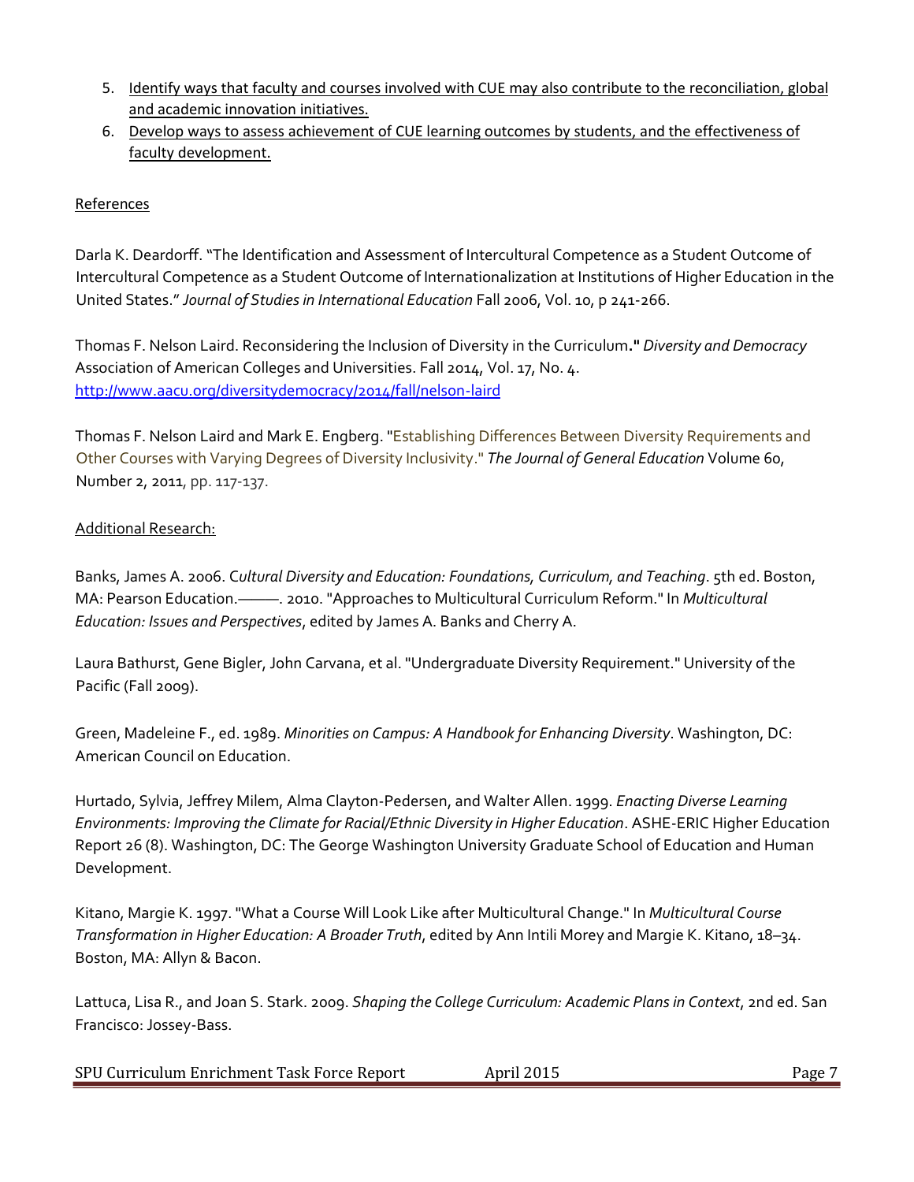5. Identify ways that faculty and courses involved with CUE may also contribute to the reconciliation, global and academic innovation initiatives.
6. Develop ways to assess achievement of CUE learning outcomes by students, and the effectiveness of faculty development.

References

Darla K. Deardorff. "The Identification and Assessment of Intercultural Competence as a Student Outcome of Intercultural Competence as a Student Outcome of Internationalization at Institutions of Higher Education in the United States." *Journal of Studies in International Education* Fall 2006, Vol. 10, p 241-266.

Thomas F. Nelson Laird. Reconsidering the Inclusion of Diversity in the Curriculum**."** *Diversity and Democracy* Association of American Colleges and Universities. Fall 2014, Vol. 17, No. 4. http://www.aacu.org/diversitydemocracy/2014/fall/nelson-laird

Thomas F. Nelson Laird and Mark E. Engberg. "Establishing Differences Between Diversity Requirements and Other Courses with Varying Degrees of Diversity Inclusivity." *The Journal of General Education* Volume 60, Number 2, 2011, pp. 117-137.

Additional Research:

Banks, James A. 2006. C*ultural Diversity and Education: Foundations, Curriculum, and Teaching*. 5th ed. Boston, MA: Pearson Education.———. 2010. "Approaches to Multicultural Curriculum Reform." In *Multicultural Education: Issues and Perspectives*, edited by James A. Banks and Cherry A.

Laura Bathurst, Gene Bigler, John Carvana, et al. "Undergraduate Diversity Requirement." University of the Pacific (Fall 2009).

Green, Madeleine F., ed. 1989. *Minorities on Campus: A Handbook for Enhancing Diversity*. Washington, DC: American Council on Education.

Hurtado, Sylvia, Jeffrey Milem, Alma Clayton-Pedersen, and Walter Allen. 1999. *Enacting Diverse Learning Environments: Improving the Climate for Racial/Ethnic Diversity in Higher Education*. ASHE-ERIC Higher Education Report 26 (8). Washington, DC: The George Washington University Graduate School of Education and Human Development.

Kitano, Margie K. 1997. "What a Course Will Look Like after Multicultural Change." In *Multicultural Course Transformation in Higher Education: A Broader Truth*, edited by Ann Intili Morey and Margie K. Kitano, 18–34. Boston, MA: Allyn & Bacon.

Lattuca, Lisa R., and Joan S. Stark. 2009. *Shaping the College Curriculum: Academic Plans in Context*, 2nd ed. San Francisco: Jossey-Bass.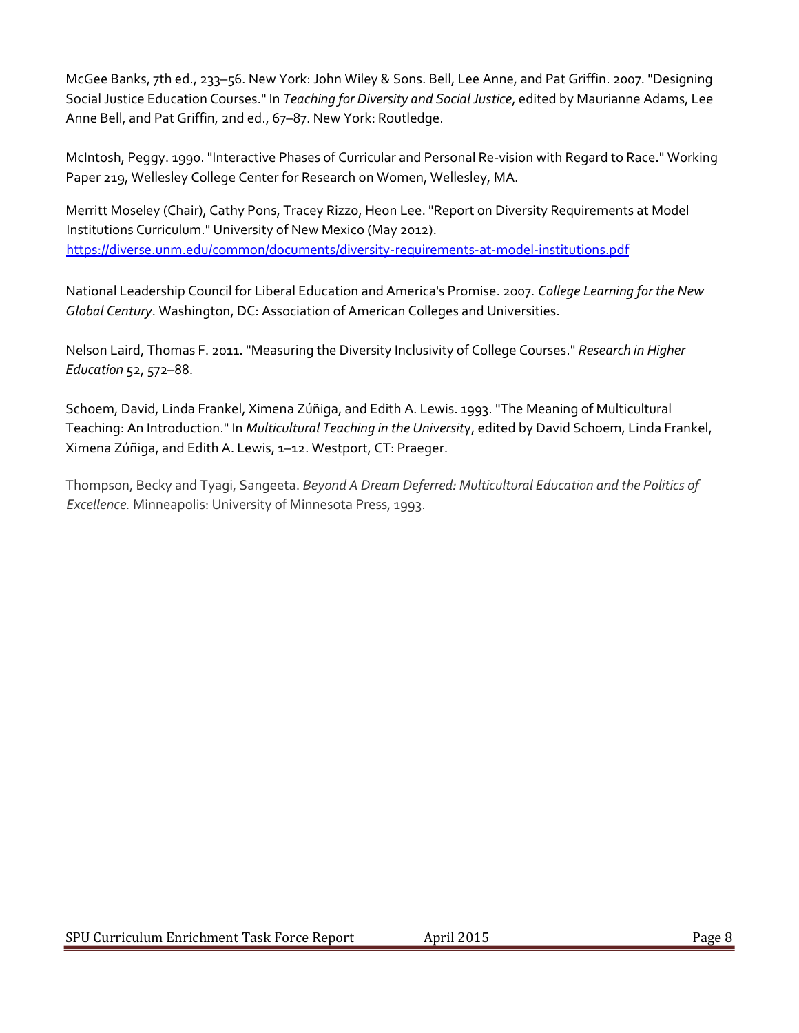McGee Banks, 7th ed., 233–56. New York: John Wiley & Sons. Bell, Lee Anne, and Pat Griffin. 2007. "Designing Social Justice Education Courses." In *Teaching for Diversity and Social Justice*, edited by Maurianne Adams, Lee Anne Bell, and Pat Griffin, 2nd ed., 67–87. New York: Routledge.

McIntosh, Peggy. 1990. "Interactive Phases of Curricular and Personal Re-vision with Regard to Race." Working Paper 219, Wellesley College Center for Research on Women, Wellesley, MA.

Merritt Moseley (Chair), Cathy Pons, Tracey Rizzo, Heon Lee. "Report on Diversity Requirements at Model Institutions Curriculum." University of New Mexico (May 2012). https://diverse.unm.edu/common/documents/diversity-requirements-at-model-institutions.pdf

National Leadership Council for Liberal Education and America's Promise. 2007. *College Learning for the New Global Century*. Washington, DC: Association of American Colleges and Universities.

Nelson Laird, Thomas F. 2011. "Measuring the Diversity Inclusivity of College Courses." *Research in Higher Education* 52, 572–88.

Schoem, David, Linda Frankel, Ximena Zúñiga, and Edith A. Lewis. 1993. "The Meaning of Multicultural Teaching: An Introduction." In *Multicultural Teaching in the University*, edited by David Schoem, Linda Frankel, Ximena Zúñiga, and Edith A. Lewis, 1–12. Westport, CT: Praeger.

Thompson, Becky and Tyagi, Sangeeta. *Beyond A Dream Deferred: Multicultural Education and the Politics of Excellence.* Minneapolis: University of Minnesota Press, 1993.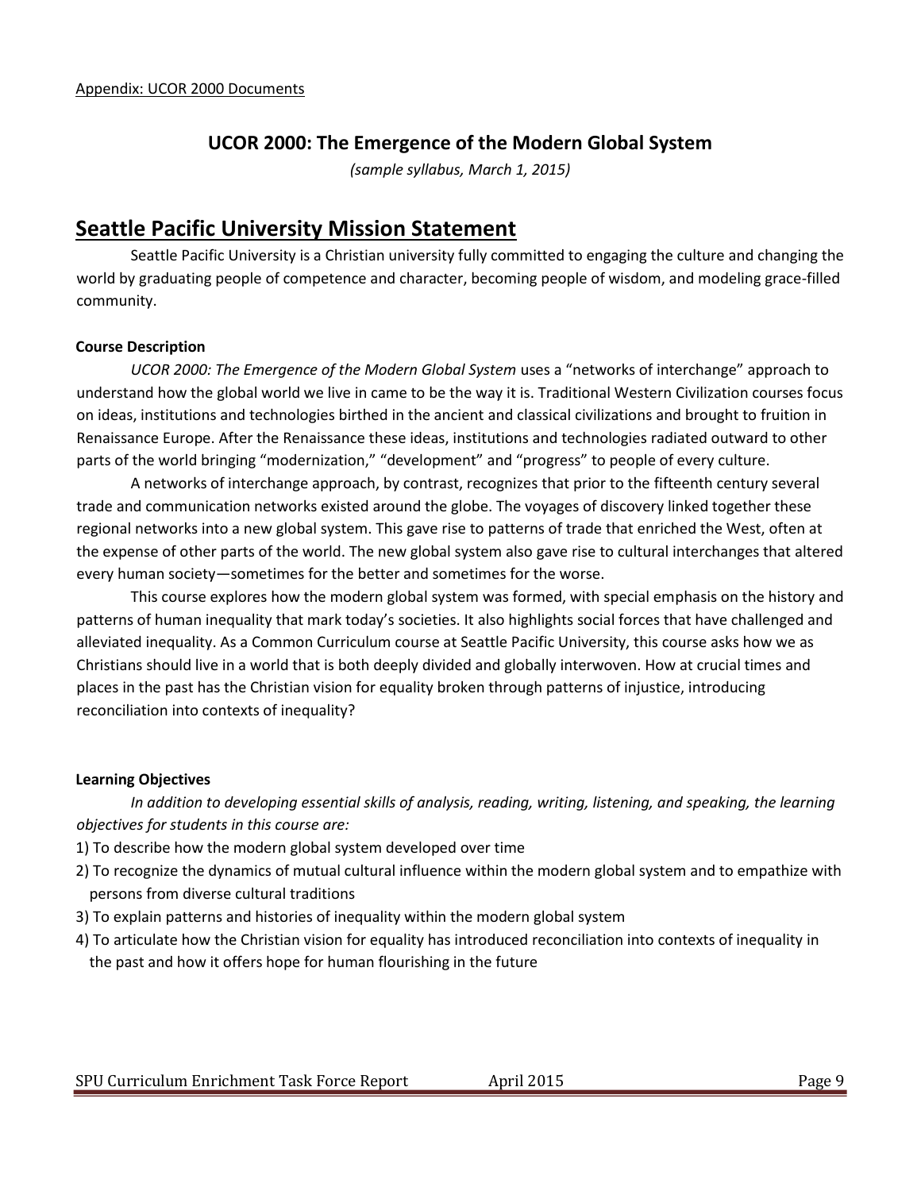Appendix: UCOR 2000 Documents

## UCOR 2000: The Emergence of the Modern Global System

*(sample syllabus, March 1, 2015)*

# Seattle Pacific University Mission Statement

Seattle Pacific University is a Christian university fully committed to engaging the culture and changing the world by graduating people of competence and character, becoming people of wisdom, and modeling grace-filled community.

### Course Description

*UCOR 2000: The Emergence of the Modern Global System* uses a "networks of interchange" approach to understand how the global world we live in came to be the way it is. Traditional Western Civilization courses focus on ideas, institutions and technologies birthed in the ancient and classical civilizations and brought to fruition in Renaissance Europe. After the Renaissance these ideas, institutions and technologies radiated outward to other parts of the world bringing "modernization," "development" and "progress" to people of every culture.

A networks of interchange approach, by contrast, recognizes that prior to the fifteenth century several trade and communication networks existed around the globe. The voyages of discovery linked together these regional networks into a new global system. This gave rise to patterns of trade that enriched the West, often at the expense of other parts of the world. The new global system also gave rise to cultural interchanges that altered every human society—sometimes for the better and sometimes for the worse.

This course explores how the modern global system was formed, with special emphasis on the history and patterns of human inequality that mark today's societies. It also highlights social forces that have challenged and alleviated inequality. As a Common Curriculum course at Seattle Pacific University, this course asks how we as Christians should live in a world that is both deeply divided and globally interwoven. How at crucial times and places in the past has the Christian vision for equality broken through patterns of injustice, introducing reconciliation into contexts of inequality?

### Learning Objectives

*In addition to developing essential skills of analysis, reading, writing, listening, and speaking, the learning objectives for students in this course are:*

1) To describe how the modern global system developed over time
2) To recognize the dynamics of mutual cultural influence within the modern global system and to empathize with persons from diverse cultural traditions
3) To explain patterns and histories of inequality within the modern global system
4) To articulate how the Christian vision for equality has introduced reconciliation into contexts of inequality in the past and how it offers hope for human flourishing in the future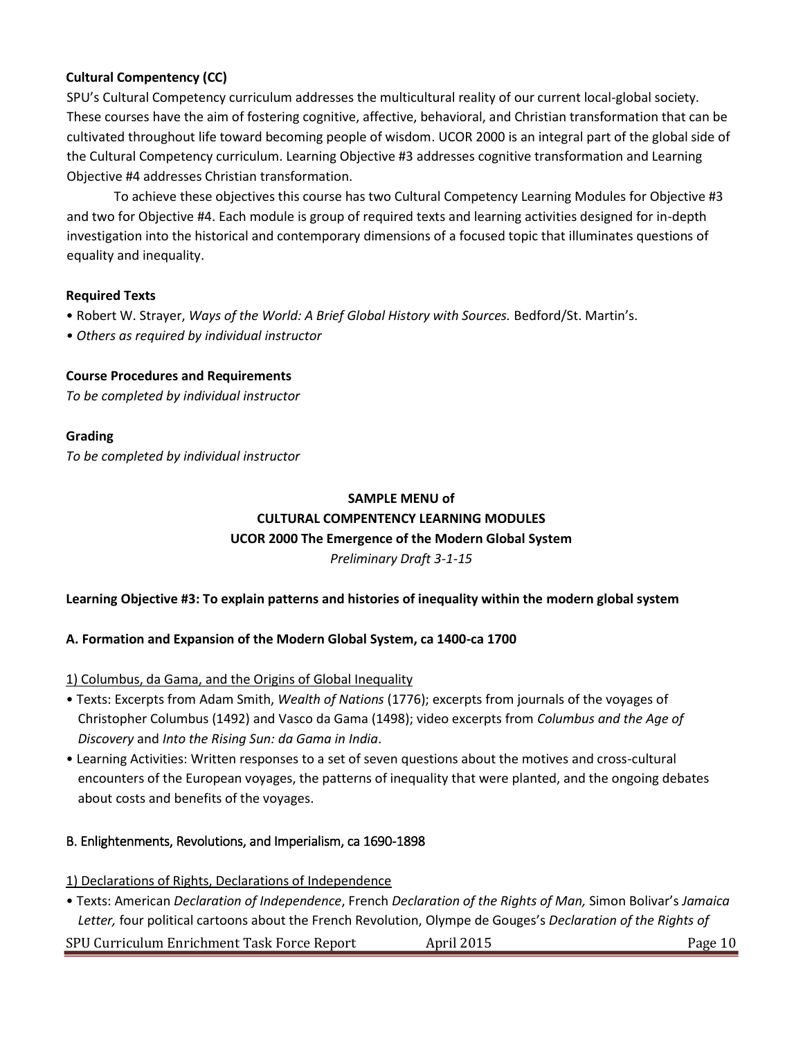**Cultural Compentency (CC)**

SPU's Cultural Competency curriculum addresses the multicultural reality of our current local-global society. These courses have the aim of fostering cognitive, affective, behavioral, and Christian transformation that can be cultivated throughout life toward becoming people of wisdom. UCOR 2000 is an integral part of the global side of the Cultural Competency curriculum. Learning Objective #3 addresses cognitive transformation and Learning Objective #4 addresses Christian transformation.

To achieve these objectives this course has two Cultural Competency Learning Modules for Objective #3 and two for Objective #4. Each module is group of required texts and learning activities designed for in-depth investigation into the historical and contemporary dimensions of a focused topic that illuminates questions of equality and inequality.

**Required Texts**

- Robert W. Strayer, *Ways of the World: A Brief Global History with Sources.* Bedford/St. Martin's.
- *Others as required by individual instructor*

**Course Procedures and Requirements**

*To be completed by individual instructor*

**Grading**

*To be completed by individual instructor*

**SAMPLE MENU of**
**CULTURAL COMPENTENCY LEARNING MODULES**
**UCOR 2000 The Emergence of the Modern Global System**
*Preliminary Draft 3-1-15*

**Learning Objective #3: To explain patterns and histories of inequality within the modern global system**

**A. Formation and Expansion of the Modern Global System, ca 1400-ca 1700**

1) Columbus, da Gama, and the Origins of Global Inequality

- Texts: Excerpts from Adam Smith, *Wealth of Nations* (1776); excerpts from journals of the voyages of Christopher Columbus (1492) and Vasco da Gama (1498); video excerpts from *Columbus and the Age of Discovery* and *Into the Rising Sun: da Gama in India*.
- Learning Activities: Written responses to a set of seven questions about the motives and cross-cultural encounters of the European voyages, the patterns of inequality that were planted, and the ongoing debates about costs and benefits of the voyages.

B. Enlightenments, Revolutions, and Imperialism, ca 1690-1898

1) Declarations of Rights, Declarations of Independence

- Texts: American *Declaration of Independence*, French *Declaration of the Rights of Man,* Simon Bolivar's *Jamaica Letter,* four political cartoons about the French Revolution, Olympe de Gouges's *Declaration of the Rights of*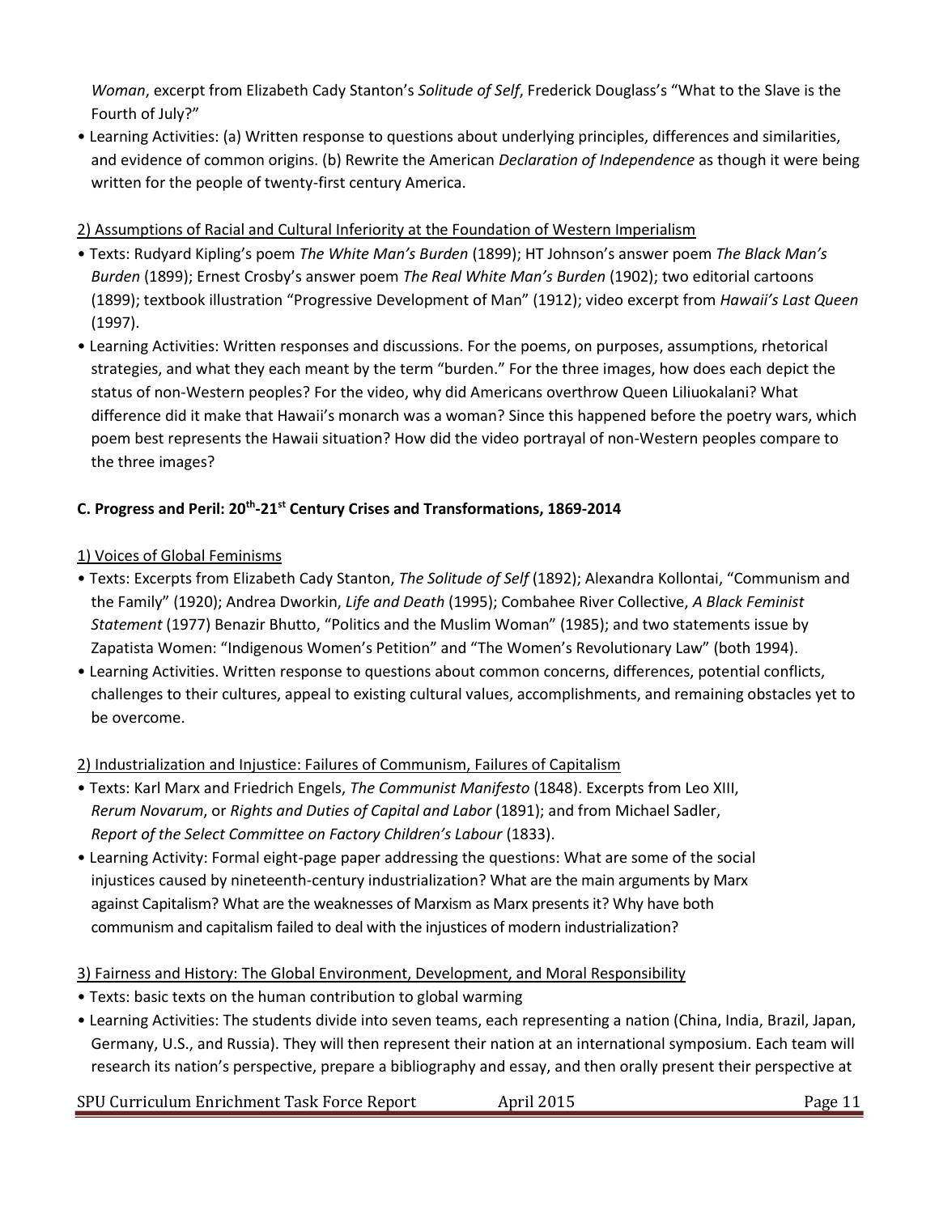*Woman*, excerpt from Elizabeth Cady Stanton's *Solitude of Self*, Frederick Douglass's "What to the Slave is the Fourth of July?"

- Learning Activities: (a) Written response to questions about underlying principles, differences and similarities, and evidence of common origins. (b) Rewrite the American *Declaration of Independence* as though it were being written for the people of twenty-first century America.

2) Assumptions of Racial and Cultural Inferiority at the Foundation of Western Imperialism

- Texts: Rudyard Kipling's poem *The White Man's Burden* (1899); HT Johnson's answer poem *The Black Man's Burden* (1899); Ernest Crosby's answer poem *The Real White Man's Burden* (1902); two editorial cartoons (1899); textbook illustration "Progressive Development of Man" (1912); video excerpt from *Hawaii's Last Queen* (1997).
- Learning Activities: Written responses and discussions. For the poems, on purposes, assumptions, rhetorical strategies, and what they each meant by the term "burden." For the three images, how does each depict the status of non-Western peoples? For the video, why did Americans overthrow Queen Liliuokalani? What difference did it make that Hawaii's monarch was a woman? Since this happened before the poetry wars, which poem best represents the Hawaii situation? How did the video portrayal of non-Western peoples compare to the three images?

**C. Progress and Peril: 20th-21st Century Crises and Transformations, 1869-2014**

1) Voices of Global Feminisms

- Texts: Excerpts from Elizabeth Cady Stanton, *The Solitude of Self* (1892); Alexandra Kollontai, "Communism and the Family" (1920); Andrea Dworkin, *Life and Death* (1995); Combahee River Collective, *A Black Feminist Statement* (1977) Benazir Bhutto, "Politics and the Muslim Woman" (1985); and two statements issue by Zapatista Women: "Indigenous Women's Petition" and "The Women's Revolutionary Law" (both 1994).
- Learning Activities. Written response to questions about common concerns, differences, potential conflicts, challenges to their cultures, appeal to existing cultural values, accomplishments, and remaining obstacles yet to be overcome.

2) Industrialization and Injustice: Failures of Communism, Failures of Capitalism

- Texts: Karl Marx and Friedrich Engels, *The Communist Manifesto* (1848). Excerpts from Leo XIII, *Rerum Novarum*, or *Rights and Duties of Capital and Labor* (1891); and from Michael Sadler, *Report of the Select Committee on Factory Children's Labour* (1833).
- Learning Activity: Formal eight-page paper addressing the questions: What are some of the social injustices caused by nineteenth-century industrialization? What are the main arguments by Marx against Capitalism? What are the weaknesses of Marxism as Marx presents it? Why have both communism and capitalism failed to deal with the injustices of modern industrialization?

3) Fairness and History: The Global Environment, Development, and Moral Responsibility

- Texts: basic texts on the human contribution to global warming
- Learning Activities: The students divide into seven teams, each representing a nation (China, India, Brazil, Japan, Germany, U.S., and Russia). They will then represent their nation at an international symposium. Each team will research its nation's perspective, prepare a bibliography and essay, and then orally present their perspective at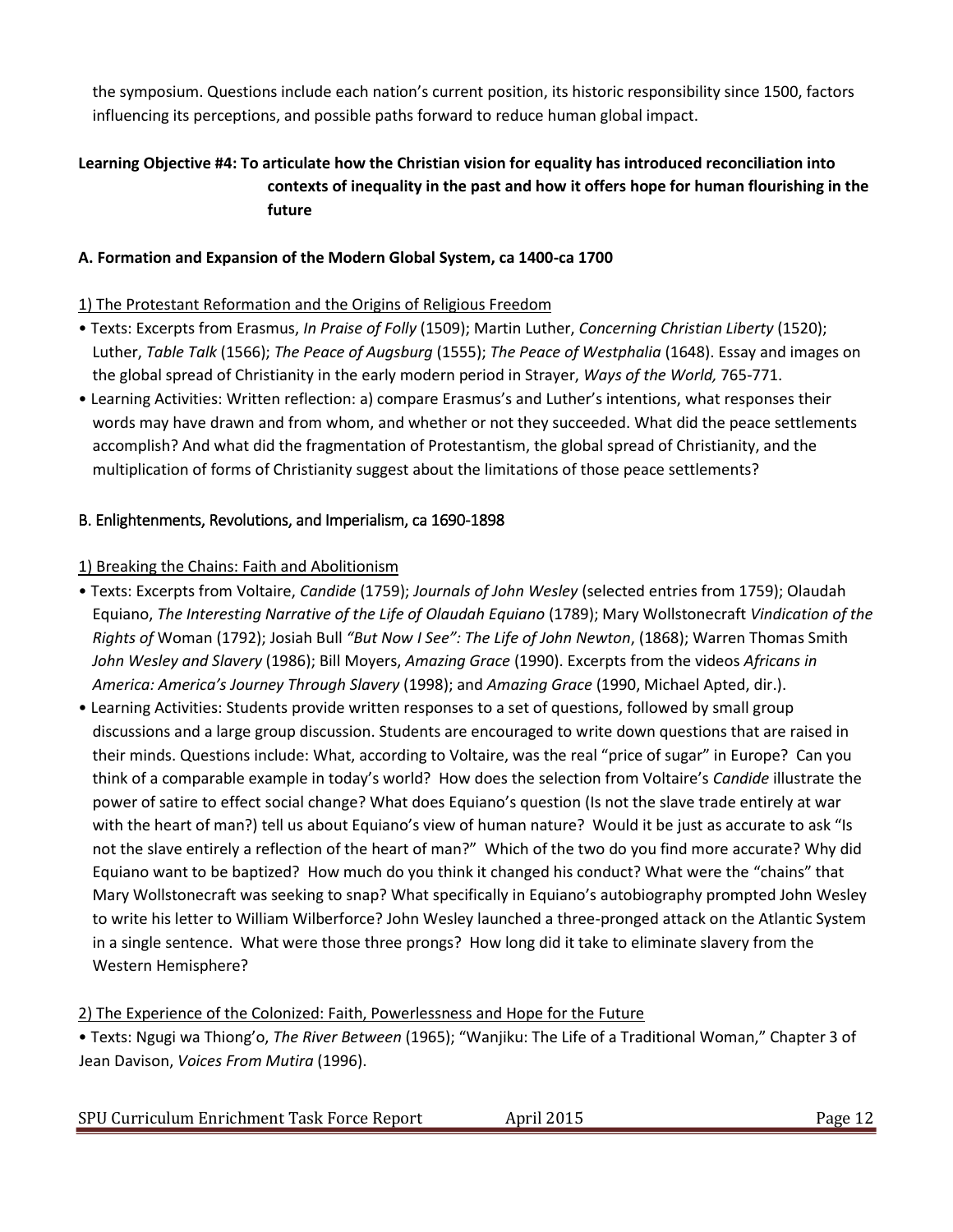the symposium. Questions include each nation's current position, its historic responsibility since 1500, factors influencing its perceptions, and possible paths forward to reduce human global impact.

**Learning Objective #4: To articulate how the Christian vision for equality has introduced reconciliation into contexts of inequality in the past and how it offers hope for human flourishing in the future**

**A. Formation and Expansion of the Modern Global System, ca 1400-ca 1700**

<u>1) The Protestant Reformation and the Origins of Religious Freedom</u>

- Texts: Excerpts from Erasmus, *In Praise of Folly* (1509); Martin Luther, *Concerning Christian Liberty* (1520); Luther, *Table Talk* (1566); *The Peace of Augsburg* (1555); *The Peace of Westphalia* (1648). Essay and images on the global spread of Christianity in the early modern period in Strayer, *Ways of the World,* 765-771.
- Learning Activities: Written reflection: a) compare Erasmus's and Luther's intentions, what responses their words may have drawn and from whom, and whether or not they succeeded. What did the peace settlements accomplish? And what did the fragmentation of Protestantism, the global spread of Christianity, and the multiplication of forms of Christianity suggest about the limitations of those peace settlements?

**B. Enlightenments, Revolutions, and Imperialism, ca 1690-1898**

<u>1) Breaking the Chains: Faith and Abolitionism</u>

- Texts: Excerpts from Voltaire, *Candide* (1759); *Journals of John Wesley* (selected entries from 1759); Olaudah Equiano, *The Interesting Narrative of the Life of Olaudah Equiano* (1789); Mary Wollstonecraft *Vindication of the Rights of* Woman (1792); Josiah Bull *"But Now I See": The Life of John Newton*, (1868); Warren Thomas Smith *John Wesley and Slavery* (1986); Bill Moyers, *Amazing Grace* (1990). Excerpts from the videos *Africans in America: America's Journey Through Slavery* (1998); and *Amazing Grace* (1990, Michael Apted, dir.).
- Learning Activities: Students provide written responses to a set of questions, followed by small group discussions and a large group discussion. Students are encouraged to write down questions that are raised in their minds. Questions include: What, according to Voltaire, was the real "price of sugar" in Europe? Can you think of a comparable example in today's world? How does the selection from Voltaire's *Candide* illustrate the power of satire to effect social change? What does Equiano's question (Is not the slave trade entirely at war with the heart of man?) tell us about Equiano's view of human nature? Would it be just as accurate to ask "Is not the slave entirely a reflection of the heart of man?" Which of the two do you find more accurate? Why did Equiano want to be baptized? How much do you think it changed his conduct? What were the "chains" that Mary Wollstonecraft was seeking to snap? What specifically in Equiano's autobiography prompted John Wesley to write his letter to William Wilberforce? John Wesley launched a three-pronged attack on the Atlantic System in a single sentence. What were those three prongs? How long did it take to eliminate slavery from the Western Hemisphere?

<u>2) The Experience of the Colonized: Faith, Powerlessness and Hope for the Future</u>

- Texts: Ngugi wa Thiong'o, *The River Between* (1965); "Wanjiku: The Life of a Traditional Woman," Chapter 3 of Jean Davison, *Voices From Mutira* (1996).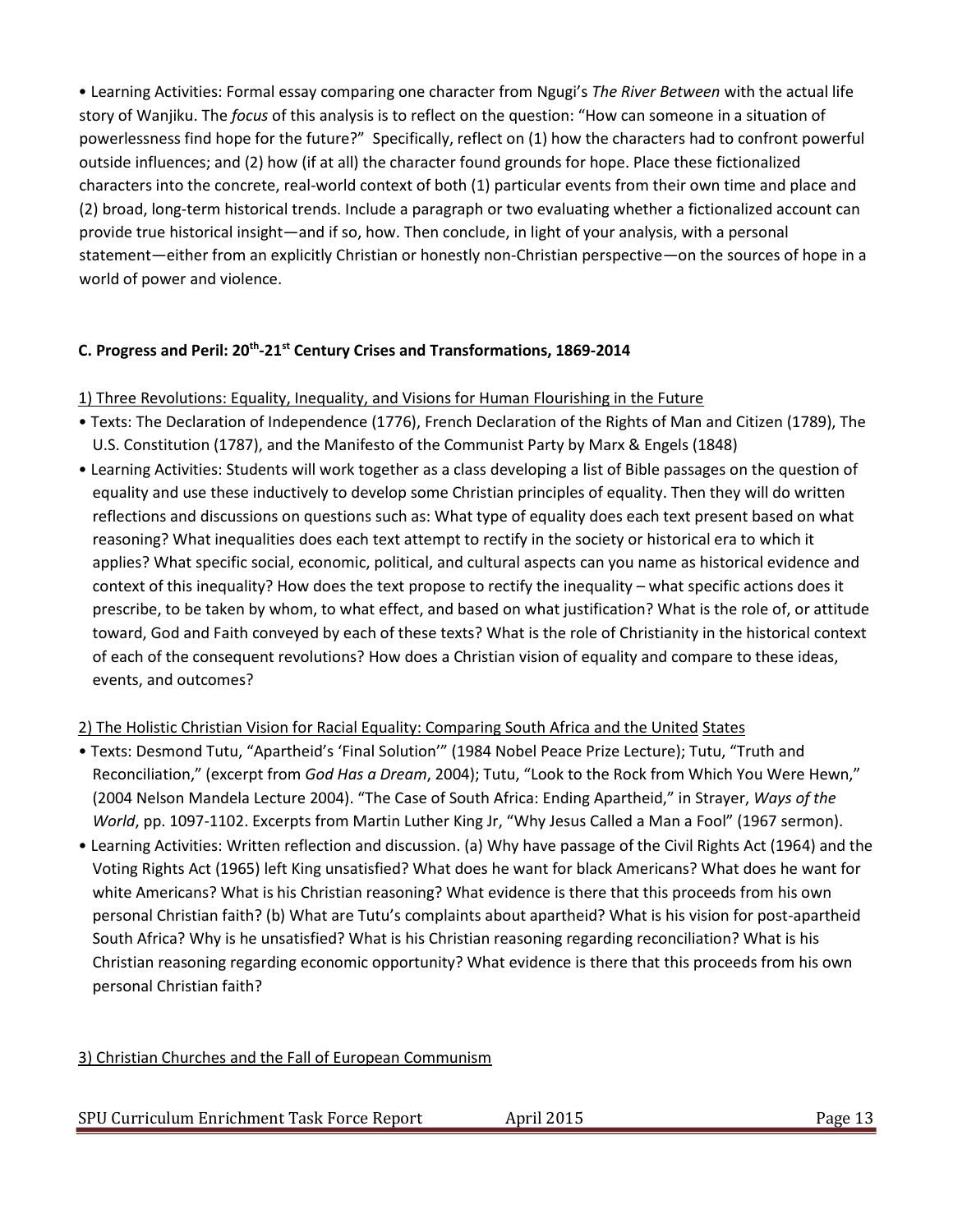• Learning Activities: Formal essay comparing one character from Ngugi's *The River Between* with the actual life story of Wanjiku. The *focus* of this analysis is to reflect on the question: "How can someone in a situation of powerlessness find hope for the future?" Specifically, reflect on (1) how the characters had to confront powerful outside influences; and (2) how (if at all) the character found grounds for hope. Place these fictionalized characters into the concrete, real-world context of both (1) particular events from their own time and place and (2) broad, long-term historical trends. Include a paragraph or two evaluating whether a fictionalized account can provide true historical insight—and if so, how. Then conclude, in light of your analysis, with a personal statement—either from an explicitly Christian or honestly non-Christian perspective—on the sources of hope in a world of power and violence.

### C. Progress and Peril: 20th-21st Century Crises and Transformations, 1869-2014

<u>1) Three Revolutions: Equality, Inequality, and Visions for Human Flourishing in the Future</u>

- Texts: The Declaration of Independence (1776), French Declaration of the Rights of Man and Citizen (1789), The U.S. Constitution (1787), and the Manifesto of the Communist Party by Marx & Engels (1848)
- Learning Activities: Students will work together as a class developing a list of Bible passages on the question of equality and use these inductively to develop some Christian principles of equality. Then they will do written reflections and discussions on questions such as: What type of equality does each text present based on what reasoning? What inequalities does each text attempt to rectify in the society or historical era to which it applies? What specific social, economic, political, and cultural aspects can you name as historical evidence and context of this inequality? How does the text propose to rectify the inequality – what specific actions does it prescribe, to be taken by whom, to what effect, and based on what justification? What is the role of, or attitude toward, God and Faith conveyed by each of these texts? What is the role of Christianity in the historical context of each of the consequent revolutions? How does a Christian vision of equality and compare to these ideas, events, and outcomes?

<u>2) The Holistic Christian Vision for Racial Equality: Comparing South Africa and the United States</u>

- Texts: Desmond Tutu, "Apartheid's 'Final Solution'" (1984 Nobel Peace Prize Lecture); Tutu, "Truth and Reconciliation," (excerpt from *God Has a Dream*, 2004); Tutu, "Look to the Rock from Which You Were Hewn," (2004 Nelson Mandela Lecture 2004). "The Case of South Africa: Ending Apartheid," in Strayer, *Ways of the World*, pp. 1097-1102. Excerpts from Martin Luther King Jr, "Why Jesus Called a Man a Fool" (1967 sermon).
- Learning Activities: Written reflection and discussion. (a) Why have passage of the Civil Rights Act (1964) and the Voting Rights Act (1965) left King unsatisfied? What does he want for black Americans? What does he want for white Americans? What is his Christian reasoning? What evidence is there that this proceeds from his own personal Christian faith? (b) What are Tutu's complaints about apartheid? What is his vision for post-apartheid South Africa? Why is he unsatisfied? What is his Christian reasoning regarding reconciliation? What is his Christian reasoning regarding economic opportunity? What evidence is there that this proceeds from his own personal Christian faith?

<u>3) Christian Churches and the Fall of European Communism</u>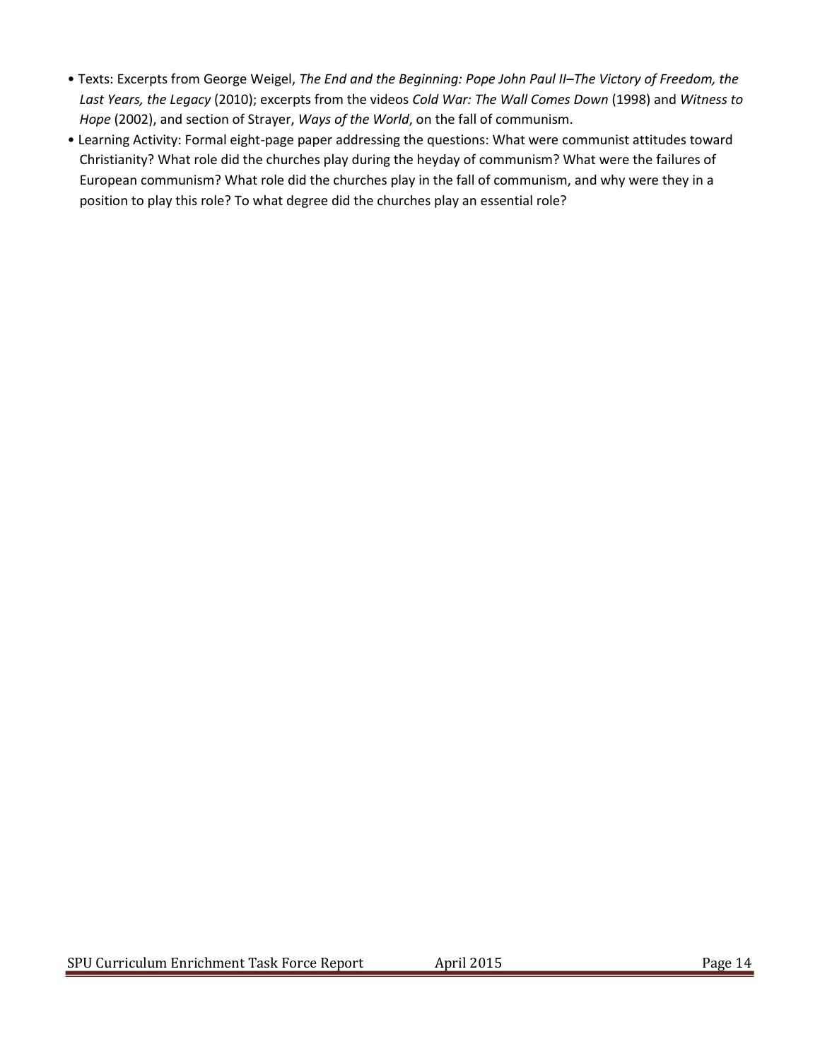- Texts: Excerpts from George Weigel, *The End and the Beginning: Pope John Paul II–The Victory of Freedom, the Last Years, the Legacy* (2010); excerpts from the videos *Cold War: The Wall Comes Down* (1998) and *Witness to Hope* (2002), and section of Strayer, *Ways of the World*, on the fall of communism.
- Learning Activity: Formal eight-page paper addressing the questions: What were communist attitudes toward Christianity? What role did the churches play during the heyday of communism? What were the failures of European communism? What role did the churches play in the fall of communism, and why were they in a position to play this role? To what degree did the churches play an essential role?